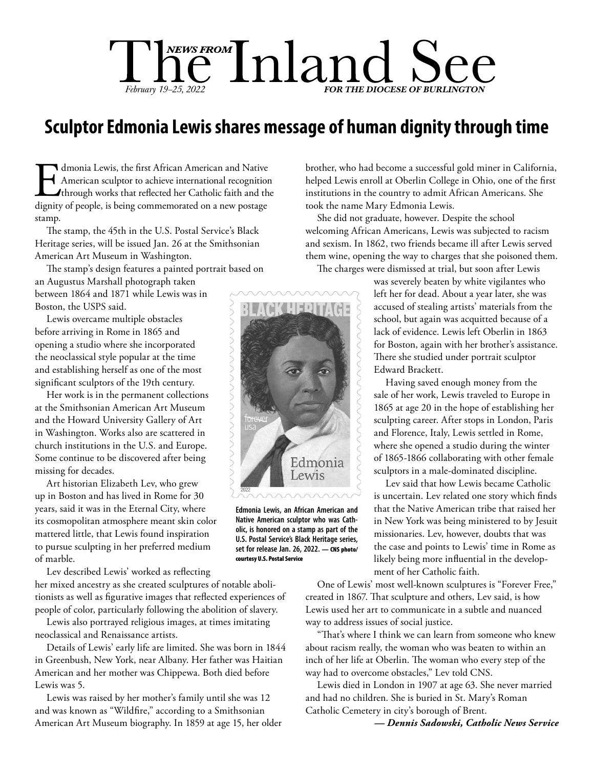# Sculptor Edmonia Lewis shares message of human dignity through time

Edmonia Lewis, the first African American and Native American sculptor to achieve international recognition through works that reflected her Catholic faith and the dignity of people, is being commemorated on a new postage stamp.

The stamp, the 45th in the U.S. Postal Service's Black Heritage series, will be issued Jan. 26 at the Smithsonian American Art Museum in Washington.

The stamp's design features a painted portrait based on an Augustus Marshall photograph taken between 1864 and 1871 while Lewis was in Boston, the USPS said.

Lewis overcame multiple obstacles before arriving in Rome in 1865 and opening a studio where she incorporated the neoclassical style popular at the time and establishing herself as one of the most significant sculptors of the 19th century.

Her work is in the permanent collections at the Smithsonian American Art Museum and the Howard University Gallery of Art in Washington. Works also are scattered in church institutions in the U.S. and Europe. Some continue to be discovered after being missing for decades.

Art historian Elizabeth Lev, who grew up in Boston and has lived in Rome for 30 years, said it was in the Eternal City, where its cosmopolitan atmosphere meant skin color mattered little, that Lewis found inspiration to pursue sculpting in her preferred medium of marble.

Lev described Lewis' worked as reflecting her mixed ancestry as she created sculptures of notable abolitionists as well as figurative images that reflected experiences of people of color, particularly following the abolition of slavery.

Lewis also portrayed religious images, at times imitating neoclassical and Renaissance artists.

Details of Lewis' early life are limited. She was born in 1844 in Greenbush, New York, near Albany. Her father was Haitian American and her mother was Chippewa. Both died before Lewis was 5.

Lewis was raised by her mother's family until she was 12 and was known as "Wildfire," according to a Smithsonian American Art Museum biography. In 1859 at age 15, her older brother, who had become a successful gold miner in California, helped Lewis enroll at Oberlin College in Ohio, one of the first institutions in the country to admit African Americans. She took the name Mary Edmonia Lewis.

She did not graduate, however. Despite the school welcoming African Americans, Lewis was subjected to racism and sexism. In 1862, two friends became ill after Lewis served them wine, opening the way to charges that she poisoned them.

The charges were dismissed at trial, but soon after Lewis was severely beaten by white vigilantes who left her for dead. About a year later, she was accused of stealing artists' materials from the school, but again was acquitted because of a lack of evidence. Lewis left Oberlin in 1863 for Boston, again with her brother's assistance. There she studied under portrait sculptor Edward Brackett.

Having saved enough money from the sale of her work, Lewis traveled to Europe in 1865 at age 20 in the hope of establishing her sculpting career. After stops in London, Paris and Florence, Italy, Lewis settled in Rome, where she opened a studio during the winter of 1865-1866 collaborating with other female sculptors in a male-dominated discipline.

Lev said that how Lewis became Catholic is uncertain. Lev related one story which finds that the Native American tribe that raised her in New York was being ministered to by Jesuit missionaries. Lev, however, doubts that was the case and points to Lewis' time in Rome as likely being more influential in the development of her Catholic faith.

One of Lewis' most well-known sculptures is "Forever Free," created in 1867. That sculpture and others, Lev said, is how Lewis used her art to communicate in a subtle and nuanced way to address issues of social justice.

"That's where I think we can learn from someone who knew about racism really, the woman who was beaten to within an inch of her life at Oberlin. The woman who every step of the way had to overcome obstacles," Lev told CNS.

Lewis died in London in 1907 at age 63. She never married and had no children. She is buried in St. Mary's Roman Catholic Cemetery in city's borough of Brent.

***— Dennis Sadowski, Catholic News Service***

Edmonia Lewis, an African American and Native American sculptor who was Catholic, is honored on a stamp as part of the U.S. Postal Service's Black Heritage series, set for release Jan. 26, 2022. — CNS photo/courtesy U.S. Postal Service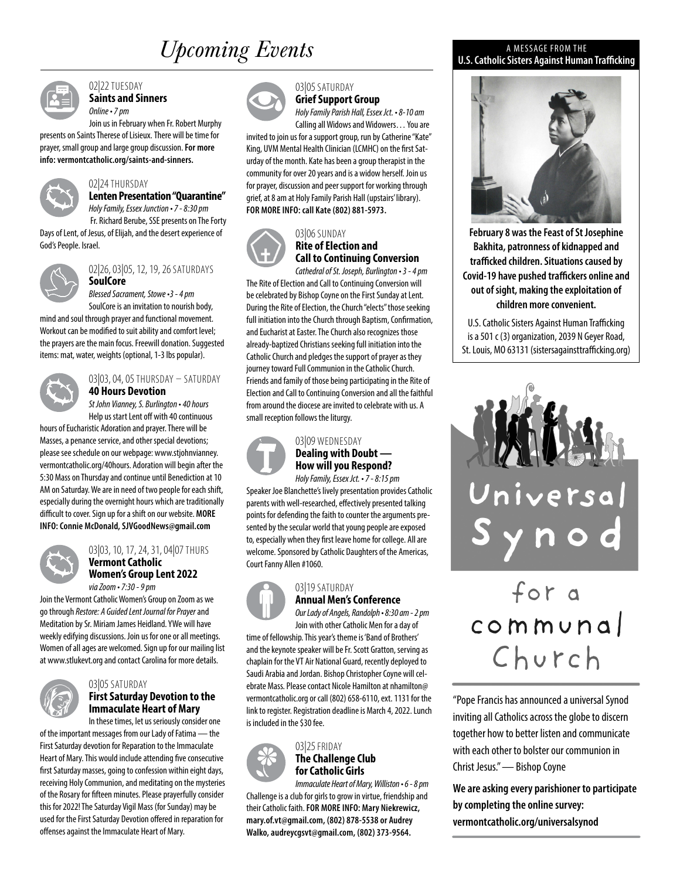# Upcoming Events

02|22 TUESDAY

### Saints and Sinners

*Online • 7 pm*

Join us in February when Fr. Robert Murphy presents on Saints Therese of Lisieux. There will be time for prayer, small group and large group discussion. **For more info: vermontcatholic.org/saints-and-sinners.**

02|24 THURSDAY

### Lenten Presentation "Quarantine"

*Holy Family, Essex Junction • 7 - 8:30 pm*

Fr. Richard Berube, SSE presents on The Forty Days of Lent, of Jesus, of Elijah, and the desert experience of God's People. Israel.

02|26, 03|05, 12, 19, 26 SATURDAYS

### SoulCore

*Blessed Sacrament, Stowe • 3 - 4 pm*

SoulCore is an invitation to nourish body, mind and soul through prayer and functional movement. Workout can be modified to suit ability and comfort level; the prayers are the main focus. Freewill donation. Suggested items: mat, water, weights (optional, 1-3 lbs popular).

03|03, 04, 05 THURSDAY — SATURDAY

### 40 Hours Devotion

*St John Vianney, S. Burlington • 40 hours*

Help us start Lent off with 40 continuous hours of Eucharistic Adoration and prayer. There will be Masses, a penance service, and other special devotions; please see schedule on our webpage: www.stjohnvianney.vermontcatholic.org/40hours. Adoration will begin after the 5:30 Mass on Thursday and continue until Benediction at 10 AM on Saturday. We are in need of two people for each shift, especially during the overnight hours which are traditionally difficult to cover. Sign up for a shift on our website. **MORE INFO: Connie McDonald, SJVGoodNews@gmail.com**

03|03, 10, 17, 24, 31, 04|07 THURS

### Vermont Catholic Women's Group Lent 2022

*via Zoom • 7:30 - 9 pm*

Join the Vermont Catholic Women's Group on Zoom as we go through *Restore: A Guided Lent Journal for Prayer* and Meditation by Sr. Miriam James Heidland. YWe will have weekly edifying discussions. Join us for one or all meetings. Women of all ages are welcomed. Sign up for our mailing list at www.stlukevt.org and contact Carolina for more details.

03|05 SATURDAY

### First Saturday Devotion to the Immaculate Heart of Mary

In these times, let us seriously consider one of the important messages from our Lady of Fatima — the First Saturday devotion for Reparation to the Immaculate Heart of Mary. This would include attending five consecutive first Saturday masses, going to confession within eight days, receiving Holy Communion, and meditating on the mysteries of the Rosary for fifteen minutes. Please prayerfully consider this for 2022! The Saturday Vigil Mass (for Sunday) may be used for the First Saturday Devotion offered in reparation for offenses against the Immaculate Heart of Mary.

03|05 SATURDAY

### Grief Support Group

*Holy Family Parish Hall, Essex Jct. • 8-10 am*

Calling all Widows and Widowers. . . You are invited to join us for a support group, run by Catherine "Kate" King, UVM Mental Health Clinician (LCMHC) on the first Saturday of the month. Kate has been a group therapist in the community for over 20 years and is a widow herself. Join us for prayer, discussion and peer support for working through grief, at 8 am at Holy Family Parish Hall (upstairs' library). **FOR MORE INFO: call Kate (802) 881-5973.**

03|06 SUNDAY

### Rite of Election and Call to Continuing Conversion

*Cathedral of St. Joseph, Burlington • 3 - 4 pm*

The Rite of Election and Call to Continuing Conversion will be celebrated by Bishop Coyne on the First Sunday at Lent. During the Rite of Election, the Church "elects" those seeking full initiation into the Church through Baptism, Confirmation, and Eucharist at Easter. The Church also recognizes those already-baptized Christians seeking full initiation into the Catholic Church and pledges the support of prayer as they journey toward Full Communion in the Catholic Church. Friends and family of those being participating in the Rite of Election and Call to Continuing Conversion and all the faithful from around the diocese are invited to celebrate with us. A small reception follows the liturgy.

03|09 WEDNESDAY

### Dealing with Doubt — How will you Respond?

*Holy Family, Essex Jct. • 7 - 8:15 pm*

Speaker Joe Blanchette's lively presentation provides Catholic parents with well-researched, effectively presented talking points for defending the faith to counter the arguments presented by the secular world that young people are exposed to, especially when they first leave home for college. All are welcome. Sponsored by Catholic Daughters of the Americas, Court Fanny Allen #1060.

03|19 SATURDAY

### Annual Men's Conference

*Our Lady of Angels, Randolph • 8:30 am - 2 pm*

Join with other Catholic Men for a day of time of fellowship. This year's theme is 'Band of Brothers' and the keynote speaker will be Fr. Scott Gratton, serving as chaplain for the VT Air National Guard, recently deployed to Saudi Arabia and Jordan. Bishop Christopher Coyne will celebrate Mass. Please contact Nicole Hamilton at nhamilton@vermontcatholic.org or call (802) 658-6110, ext. 1131 for the link to register. Registration deadline is March 4, 2022. Lunch is included in the $30 fee.

03|25 FRIDAY

### The Challenge Club for Catholic Girls

*Immaculate Heart of Mary, Williston • 6 - 8 pm*

Challenge is a club for girls to grow in virtue, friendship and their Catholic faith. **FOR MORE INFO: Mary Niekrewicz, mary.of.vt@gmail.com, (802) 878-5538 or Audrey Walko, audreycgsvt@gmail.com, (802) 373-9564.**

---

A MESSAGE FROM THE

**U.S. Catholic Sisters Against Human Trafficking**

**February 8 was the Feast of St Josephine Bakhita, patronness of kidnapped and trafficked children. Situations caused by Covid-19 have pushed traffickers online and out of sight, making the exploitation of children more convenient.**

U.S. Catholic Sisters Against Human Trafficking is a 501 c (3) organization, 2039 N Geyer Road, St. Louis, MO 63131 (sistersagainsttrafficking.org)

---

Universal Synod

for a communal Church

"Pope Francis has announced a universal Synod inviting all Catholics across the globe to discern together how to better listen and communicate with each other to bolster our communion in Christ Jesus." — Bishop Coyne

**We are asking every parishioner to participate by completing the online survey: vermontcatholic.org/universalsynod**